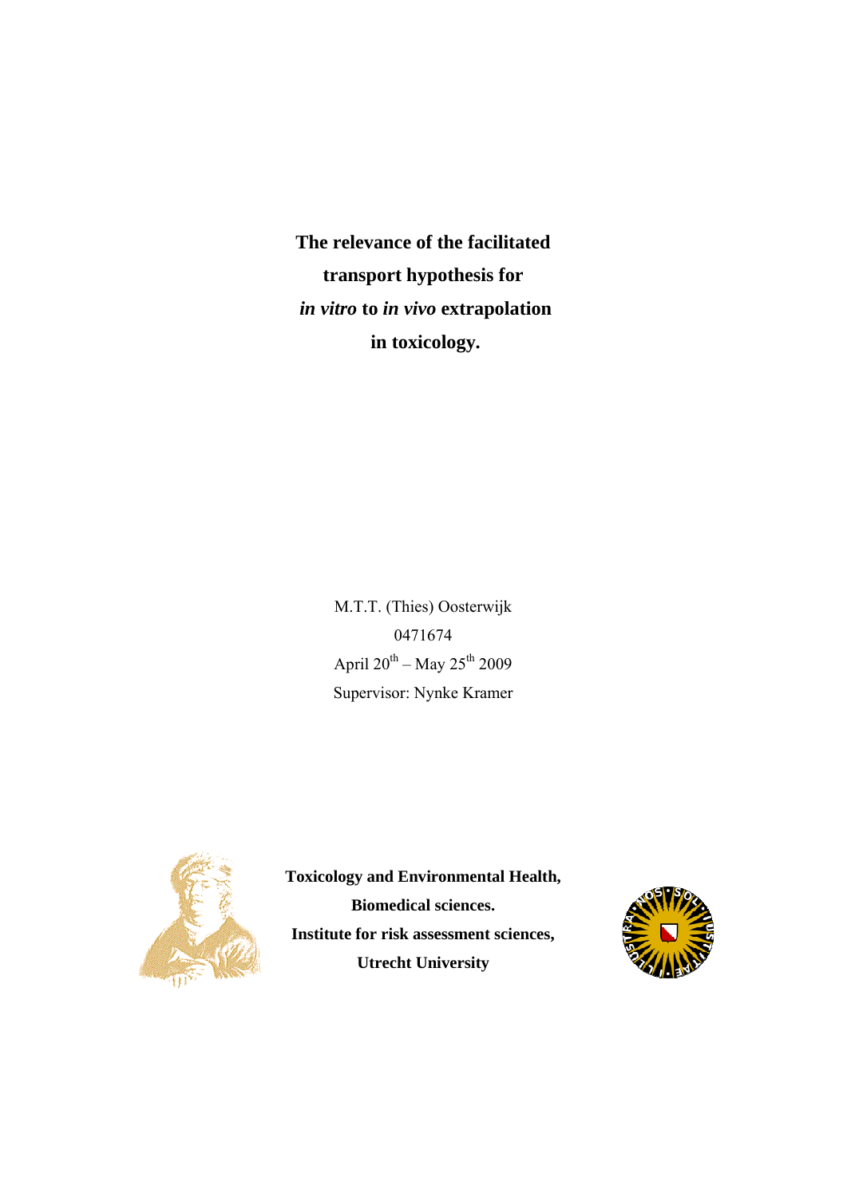# The relevance of the facilitated transport hypothesis for *in vitro* to *in vivo* extrapolation in toxicology.

M.T.T. (Thies) Oosterwijk

0471674

April 20$^{th}$ – May 25$^{th}$ 2009

Supervisor: Nynke Kramer

**Toxicology and Environmental Health,**

**Biomedical sciences.**

**Institute for risk assessment sciences,**

**Utrecht University**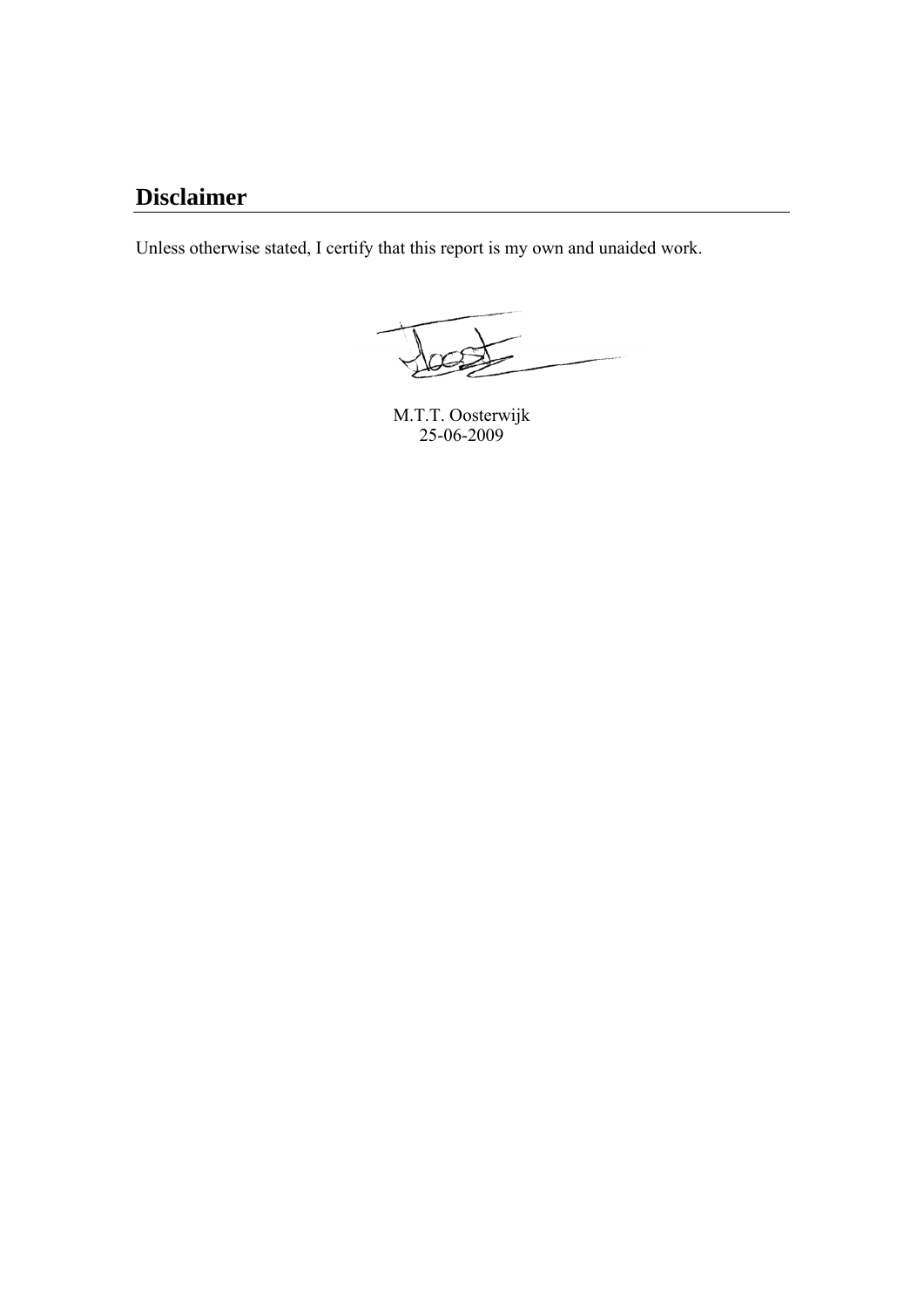## Disclaimer

Unless otherwise stated, I certify that this report is my own and unaided work.

M.T.T. Oosterwijk
25-06-2009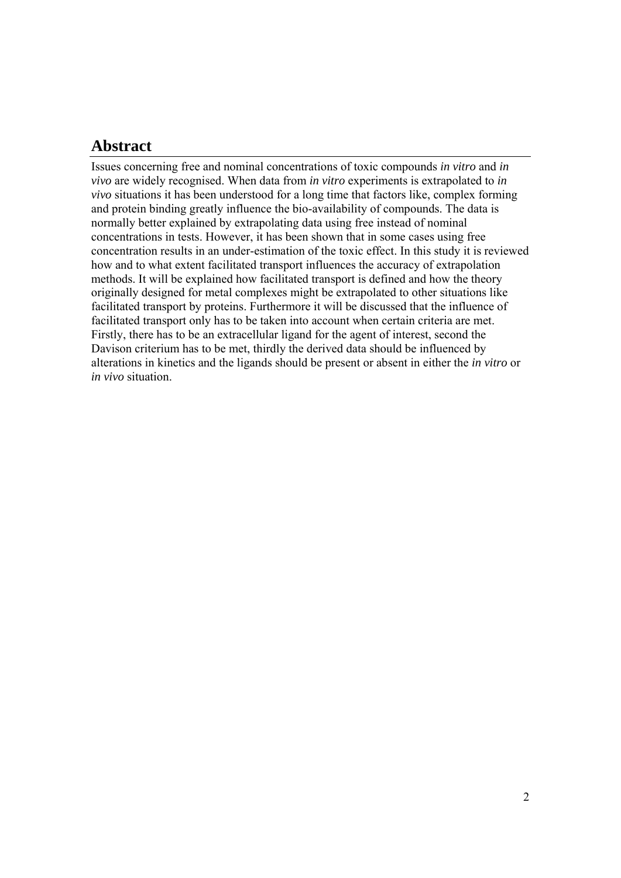## Abstract

Issues concerning free and nominal concentrations of toxic compounds *in vitro* and *in vivo* are widely recognised. When data from *in vitro* experiments is extrapolated to *in vivo* situations it has been understood for a long time that factors like, complex forming and protein binding greatly influence the bio-availability of compounds. The data is normally better explained by extrapolating data using free instead of nominal concentrations in tests. However, it has been shown that in some cases using free concentration results in an under-estimation of the toxic effect. In this study it is reviewed how and to what extent facilitated transport influences the accuracy of extrapolation methods. It will be explained how facilitated transport is defined and how the theory originally designed for metal complexes might be extrapolated to other situations like facilitated transport by proteins. Furthermore it will be discussed that the influence of facilitated transport only has to be taken into account when certain criteria are met. Firstly, there has to be an extracellular ligand for the agent of interest, second the Davison criterium has to be met, thirdly the derived data should be influenced by alterations in kinetics and the ligands should be present or absent in either the *in vitro* or *in vivo* situation.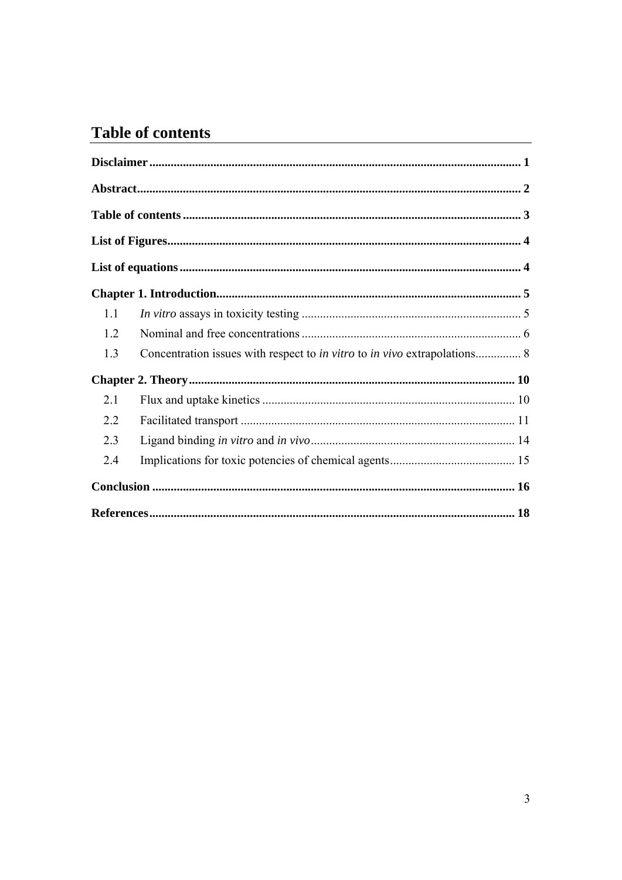# Table of contents

**Disclaimer** ........ **1**

**Abstract** ........ **2**

**Table of contents** ........ **3**

**List of Figures** ........ **4**

**List of equations** ........ **4**

**Chapter 1. Introduction** ........ **5**

- 1.1 *In vitro* assays in toxicity testing ........ 5
- 1.2 Nominal and free concentrations ........ 6
- 1.3 Concentration issues with respect to *in vitro* to *in vivo* extrapolations ........ 8

**Chapter 2. Theory** ........ **10**

- 2.1 Flux and uptake kinetics ........ 10
- 2.2 Facilitated transport ........ 11
- 2.3 Ligand binding *in vitro* and *in vivo* ........ 14
- 2.4 Implications for toxic potencies of chemical agents ........ 15

**Conclusion** ........ **16**

**References** ........ **18**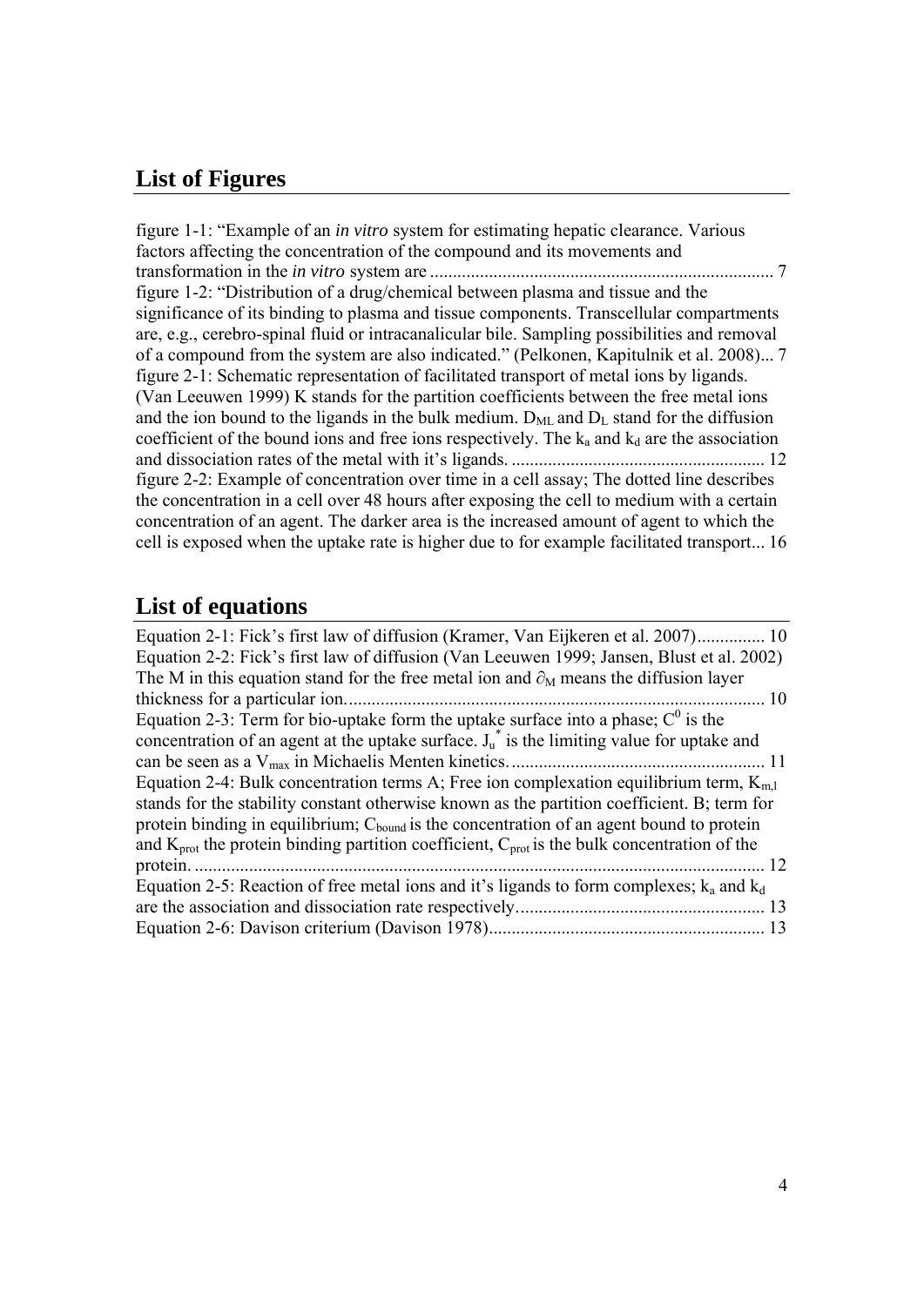## List of Figures

figure 1-1: "Example of an *in vitro* system for estimating hepatic clearance. Various factors affecting the concentration of the compound and its movements and transformation in the *in vitro* system are .......................................................................... 7

figure 1-2: "Distribution of a drug/chemical between plasma and tissue and the significance of its binding to plasma and tissue components. Transcellular compartments are, e.g., cerebro-spinal fluid or intracanalicular bile. Sampling possibilities and removal of a compound from the system are also indicated." (Pelkonen, Kapitulnik et al. 2008)... 7

figure 2-1: Schematic representation of facilitated transport of metal ions by ligands. (Van Leeuwen 1999) K stands for the partition coefficients between the free metal ions and the ion bound to the ligands in the bulk medium. $D_{ML}$ and $D_L$ stand for the diffusion coefficient of the bound ions and free ions respectively. The $k_a$ and $k_d$ are the association and dissociation rates of the metal with it's ligands. ....................................................... 12

figure 2-2: Example of concentration over time in a cell assay; The dotted line describes the concentration in a cell over 48 hours after exposing the cell to medium with a certain concentration of an agent. The darker area is the increased amount of agent to which the cell is exposed when the uptake rate is higher due to for example facilitated transport... 16

## List of equations

Equation 2-1: Fick's first law of diffusion (Kramer, Van Eijkeren et al. 2007)............... 10

Equation 2-2: Fick's first law of diffusion (Van Leeuwen 1999; Jansen, Blust et al. 2002) The M in this equation stand for the free metal ion and $\partial_M$ means the diffusion layer thickness for a particular ion. ........................................................................................... 10

Equation 2-3: Term for bio-uptake form the uptake surface into a phase; $C^0$ is the concentration of an agent at the uptake surface. $J_u^*$ is the limiting value for uptake and can be seen as a $V_{max}$ in Michaelis Menten kinetics. ....................................................... 11

Equation 2-4: Bulk concentration terms A; Free ion complexation equilibrium term, $K_{m,l}$ stands for the stability constant otherwise known as the partition coefficient. B; term for protein binding in equilibrium; $C_{bound}$ is the concentration of an agent bound to protein and $K_{prot}$ the protein binding partition coefficient, $C_{prot}$ is the bulk concentration of the protein. ............................................................................................................................ 12

Equation 2-5: Reaction of free metal ions and it's ligands to form complexes; $k_a$ and $k_d$ are the association and dissociation rate respectively. ...................................................... 13

Equation 2-6: Davison criterium (Davison 1978)............................................................ 13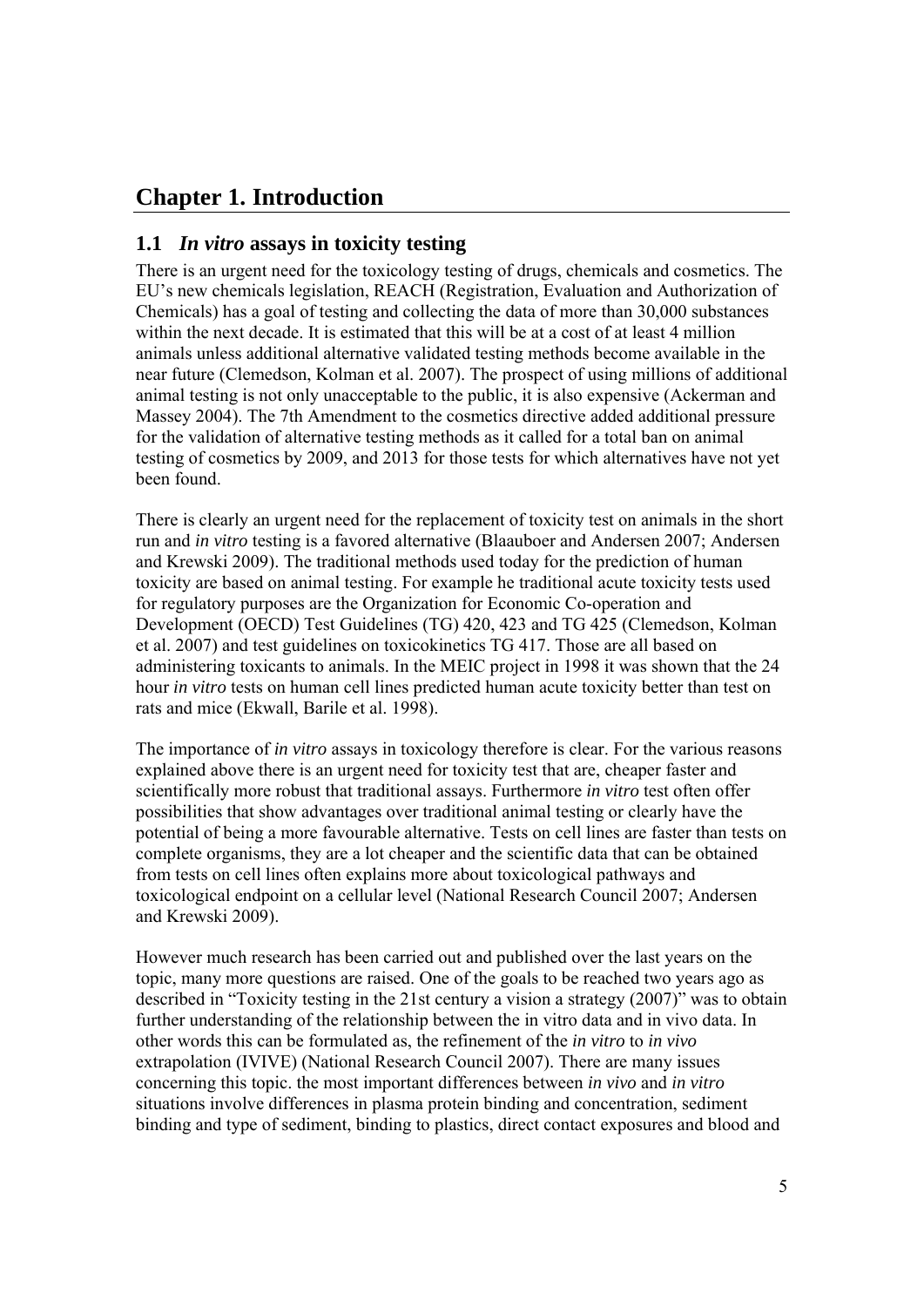# Chapter 1. Introduction

## 1.1 *In vitro* assays in toxicity testing

There is an urgent need for the toxicology testing of drugs, chemicals and cosmetics. The EU's new chemicals legislation, REACH (Registration, Evaluation and Authorization of Chemicals) has a goal of testing and collecting the data of more than 30,000 substances within the next decade. It is estimated that this will be at a cost of at least 4 million animals unless additional alternative validated testing methods become available in the near future (Clemedson, Kolman et al. 2007). The prospect of using millions of additional animal testing is not only unacceptable to the public, it is also expensive (Ackerman and Massey 2004). The 7th Amendment to the cosmetics directive added additional pressure for the validation of alternative testing methods as it called for a total ban on animal testing of cosmetics by 2009, and 2013 for those tests for which alternatives have not yet been found.

There is clearly an urgent need for the replacement of toxicity test on animals in the short run and *in vitro* testing is a favored alternative (Blaauboer and Andersen 2007; Andersen and Krewski 2009). The traditional methods used today for the prediction of human toxicity are based on animal testing. For example he traditional acute toxicity tests used for regulatory purposes are the Organization for Economic Co-operation and Development (OECD) Test Guidelines (TG) 420, 423 and TG 425 (Clemedson, Kolman et al. 2007) and test guidelines on toxicokinetics TG 417. Those are all based on administering toxicants to animals. In the MEIC project in 1998 it was shown that the 24 hour *in vitro* tests on human cell lines predicted human acute toxicity better than test on rats and mice (Ekwall, Barile et al. 1998).

The importance of *in vitro* assays in toxicology therefore is clear. For the various reasons explained above there is an urgent need for toxicity test that are, cheaper faster and scientifically more robust that traditional assays. Furthermore *in vitro* test often offer possibilities that show advantages over traditional animal testing or clearly have the potential of being a more favourable alternative. Tests on cell lines are faster than tests on complete organisms, they are a lot cheaper and the scientific data that can be obtained from tests on cell lines often explains more about toxicological pathways and toxicological endpoint on a cellular level (National Research Council 2007; Andersen and Krewski 2009).

However much research has been carried out and published over the last years on the topic, many more questions are raised. One of the goals to be reached two years ago as described in "Toxicity testing in the 21st century a vision a strategy (2007)" was to obtain further understanding of the relationship between the in vitro data and in vivo data. In other words this can be formulated as, the refinement of the *in vitro* to *in vivo* extrapolation (IVIVE) (National Research Council 2007). There are many issues concerning this topic. the most important differences between *in vivo* and *in vitro* situations involve differences in plasma protein binding and concentration, sediment binding and type of sediment, binding to plastics, direct contact exposures and blood and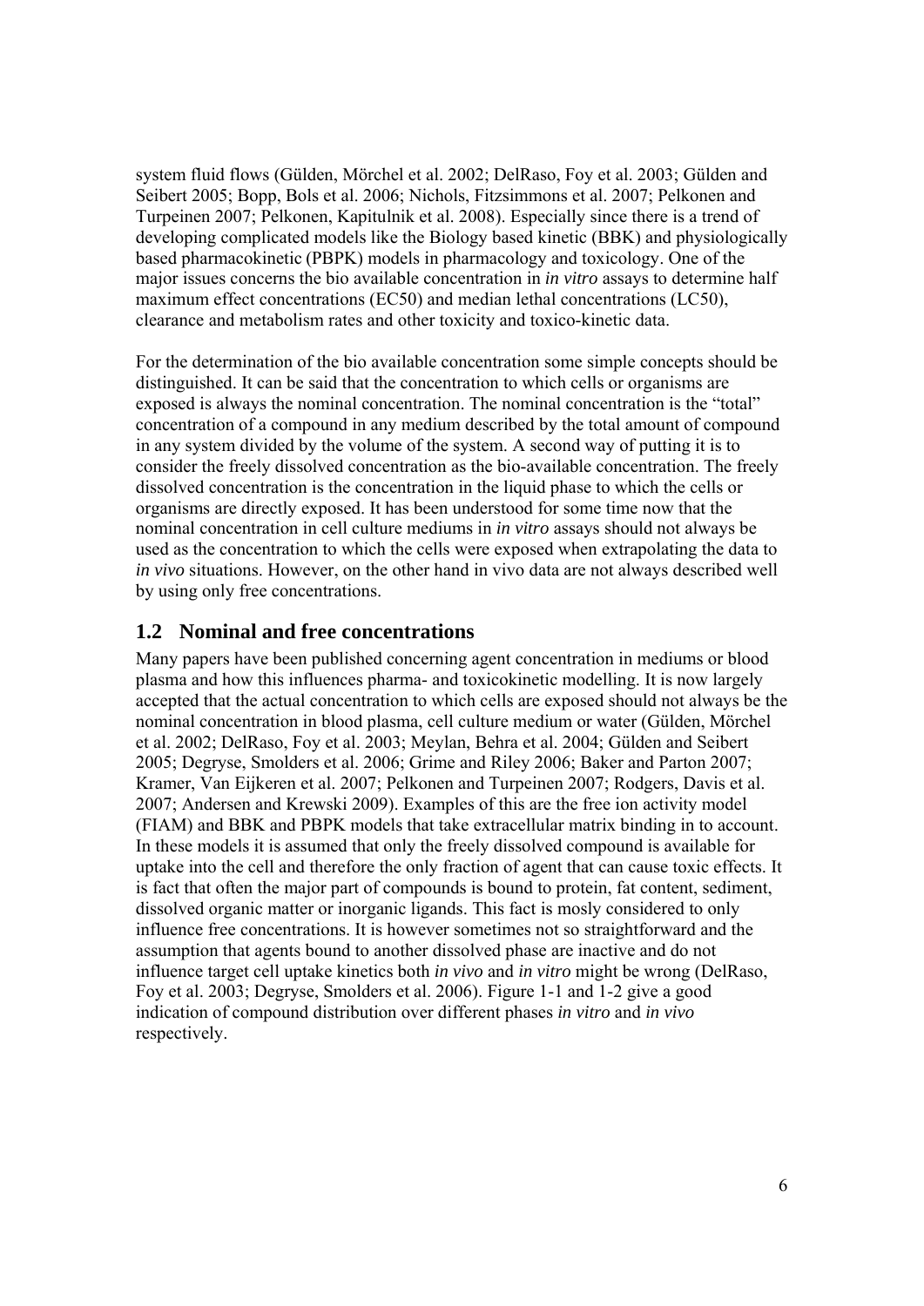system fluid flows (Gülden, Mörchel et al. 2002; DelRaso, Foy et al. 2003; Gülden and Seibert 2005; Bopp, Bols et al. 2006; Nichols, Fitzsimmons et al. 2007; Pelkonen and Turpeinen 2007; Pelkonen, Kapitulnik et al. 2008). Especially since there is a trend of developing complicated models like the Biology based kinetic (BBK) and physiologically based pharmacokinetic (PBPK) models in pharmacology and toxicology. One of the major issues concerns the bio available concentration in *in vitro* assays to determine half maximum effect concentrations (EC50) and median lethal concentrations (LC50), clearance and metabolism rates and other toxicity and toxico-kinetic data.

For the determination of the bio available concentration some simple concepts should be distinguished. It can be said that the concentration to which cells or organisms are exposed is always the nominal concentration. The nominal concentration is the "total" concentration of a compound in any medium described by the total amount of compound in any system divided by the volume of the system. A second way of putting it is to consider the freely dissolved concentration as the bio-available concentration. The freely dissolved concentration is the concentration in the liquid phase to which the cells or organisms are directly exposed. It has been understood for some time now that the nominal concentration in cell culture mediums in *in vitro* assays should not always be used as the concentration to which the cells were exposed when extrapolating the data to *in vivo* situations. However, on the other hand in vivo data are not always described well by using only free concentrations.

## 1.2 Nominal and free concentrations

Many papers have been published concerning agent concentration in mediums or blood plasma and how this influences pharma- and toxicokinetic modelling. It is now largely accepted that the actual concentration to which cells are exposed should not always be the nominal concentration in blood plasma, cell culture medium or water (Gülden, Mörchel et al. 2002; DelRaso, Foy et al. 2003; Meylan, Behra et al. 2004; Gülden and Seibert 2005; Degryse, Smolders et al. 2006; Grime and Riley 2006; Baker and Parton 2007; Kramer, Van Eijkeren et al. 2007; Pelkonen and Turpeinen 2007; Rodgers, Davis et al. 2007; Andersen and Krewski 2009). Examples of this are the free ion activity model (FIAM) and BBK and PBPK models that take extracellular matrix binding in to account. In these models it is assumed that only the freely dissolved compound is available for uptake into the cell and therefore the only fraction of agent that can cause toxic effects. It is fact that often the major part of compounds is bound to protein, fat content, sediment, dissolved organic matter or inorganic ligands. This fact is mosly considered to only influence free concentrations. It is however sometimes not so straightforward and the assumption that agents bound to another dissolved phase are inactive and do not influence target cell uptake kinetics both *in vivo* and *in vitro* might be wrong (DelRaso, Foy et al. 2003; Degryse, Smolders et al. 2006). Figure 1-1 and 1-2 give a good indication of compound distribution over different phases *in vitro* and *in vivo* respectively.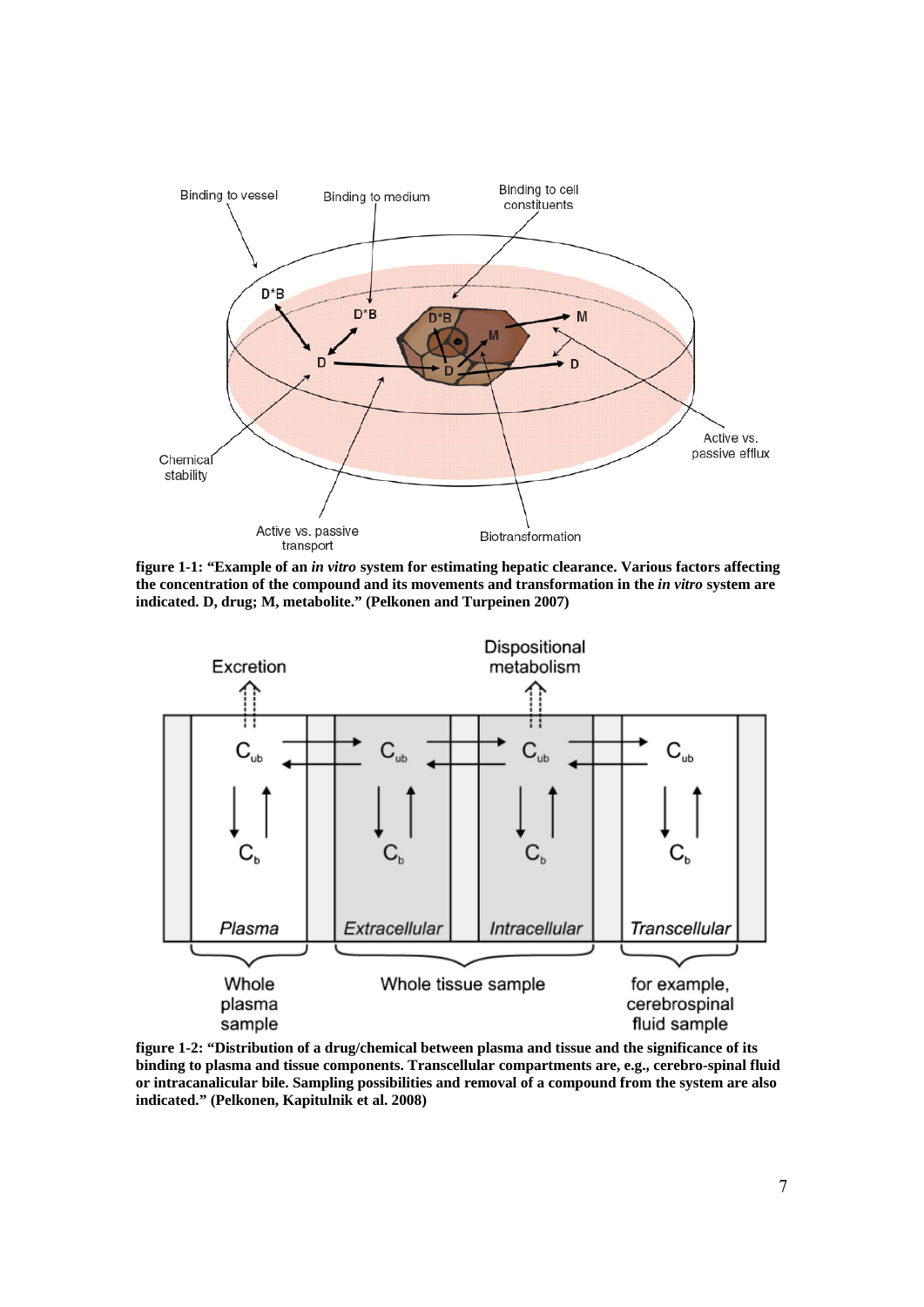**figure 1-1: "Example of an *in vitro* system for estimating hepatic clearance. Various factors affecting the concentration of the compound and its movements and transformation in the *in vitro* system are indicated. D, drug; M, metabolite." (Pelkonen and Turpeinen 2007)**

**figure 1-2: "Distribution of a drug/chemical between plasma and tissue and the significance of its binding to plasma and tissue components. Transcellular compartments are, e.g., cerebro-spinal fluid or intracanalicular bile. Sampling possibilities and removal of a compound from the system are also indicated." (Pelkonen, Kapitulnik et al. 2008)**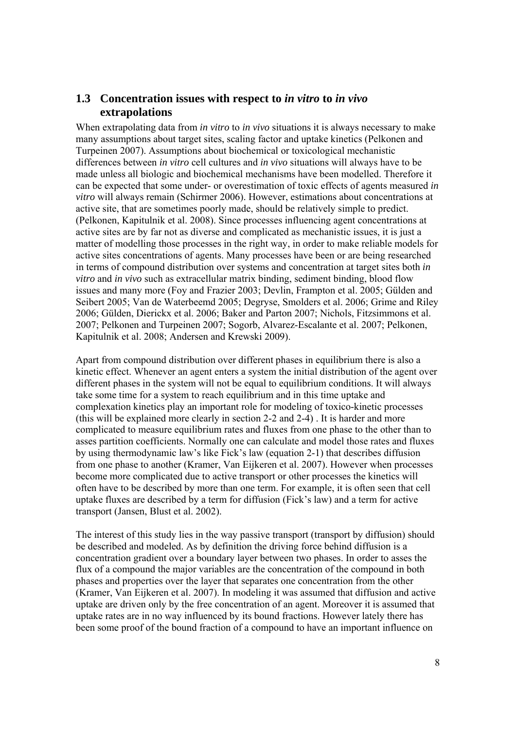## 1.3 Concentration issues with respect to *in vitro* to *in vivo* extrapolations

When extrapolating data from *in vitro* to *in vivo* situations it is always necessary to make many assumptions about target sites, scaling factor and uptake kinetics (Pelkonen and Turpeinen 2007). Assumptions about biochemical or toxicological mechanistic differences between *in vitro* cell cultures and *in vivo* situations will always have to be made unless all biologic and biochemical mechanisms have been modelled. Therefore it can be expected that some under- or overestimation of toxic effects of agents measured *in vitro* will always remain (Schirmer 2006). However, estimations about concentrations at active site, that are sometimes poorly made, should be relatively simple to predict. (Pelkonen, Kapitulnik et al. 2008). Since processes influencing agent concentrations at active sites are by far not as diverse and complicated as mechanistic issues, it is just a matter of modelling those processes in the right way, in order to make reliable models for active sites concentrations of agents. Many processes have been or are being researched in terms of compound distribution over systems and concentration at target sites both *in vitro* and *in vivo* such as extracellular matrix binding, sediment binding, blood flow issues and many more (Foy and Frazier 2003; Devlin, Frampton et al. 2005; Gülden and Seibert 2005; Van de Waterbeemd 2005; Degryse, Smolders et al. 2006; Grime and Riley 2006; Gülden, Dierickx et al. 2006; Baker and Parton 2007; Nichols, Fitzsimmons et al. 2007; Pelkonen and Turpeinen 2007; Sogorb, Alvarez-Escalante et al. 2007; Pelkonen, Kapitulnik et al. 2008; Andersen and Krewski 2009).

Apart from compound distribution over different phases in equilibrium there is also a kinetic effect. Whenever an agent enters a system the initial distribution of the agent over different phases in the system will not be equal to equilibrium conditions. It will always take some time for a system to reach equilibrium and in this time uptake and complexation kinetics play an important role for modeling of toxico-kinetic processes (this will be explained more clearly in section 2-2 and 2-4) . It is harder and more complicated to measure equilibrium rates and fluxes from one phase to the other than to asses partition coefficients. Normally one can calculate and model those rates and fluxes by using thermodynamic law's like Fick's law (equation 2-1) that describes diffusion from one phase to another (Kramer, Van Eijkeren et al. 2007). However when processes become more complicated due to active transport or other processes the kinetics will often have to be described by more than one term. For example, it is often seen that cell uptake fluxes are described by a term for diffusion (Fick's law) and a term for active transport (Jansen, Blust et al. 2002).

The interest of this study lies in the way passive transport (transport by diffusion) should be described and modeled. As by definition the driving force behind diffusion is a concentration gradient over a boundary layer between two phases. In order to asses the flux of a compound the major variables are the concentration of the compound in both phases and properties over the layer that separates one concentration from the other (Kramer, Van Eijkeren et al. 2007). In modeling it was assumed that diffusion and active uptake are driven only by the free concentration of an agent. Moreover it is assumed that uptake rates are in no way influenced by its bound fractions. However lately there has been some proof of the bound fraction of a compound to have an important influence on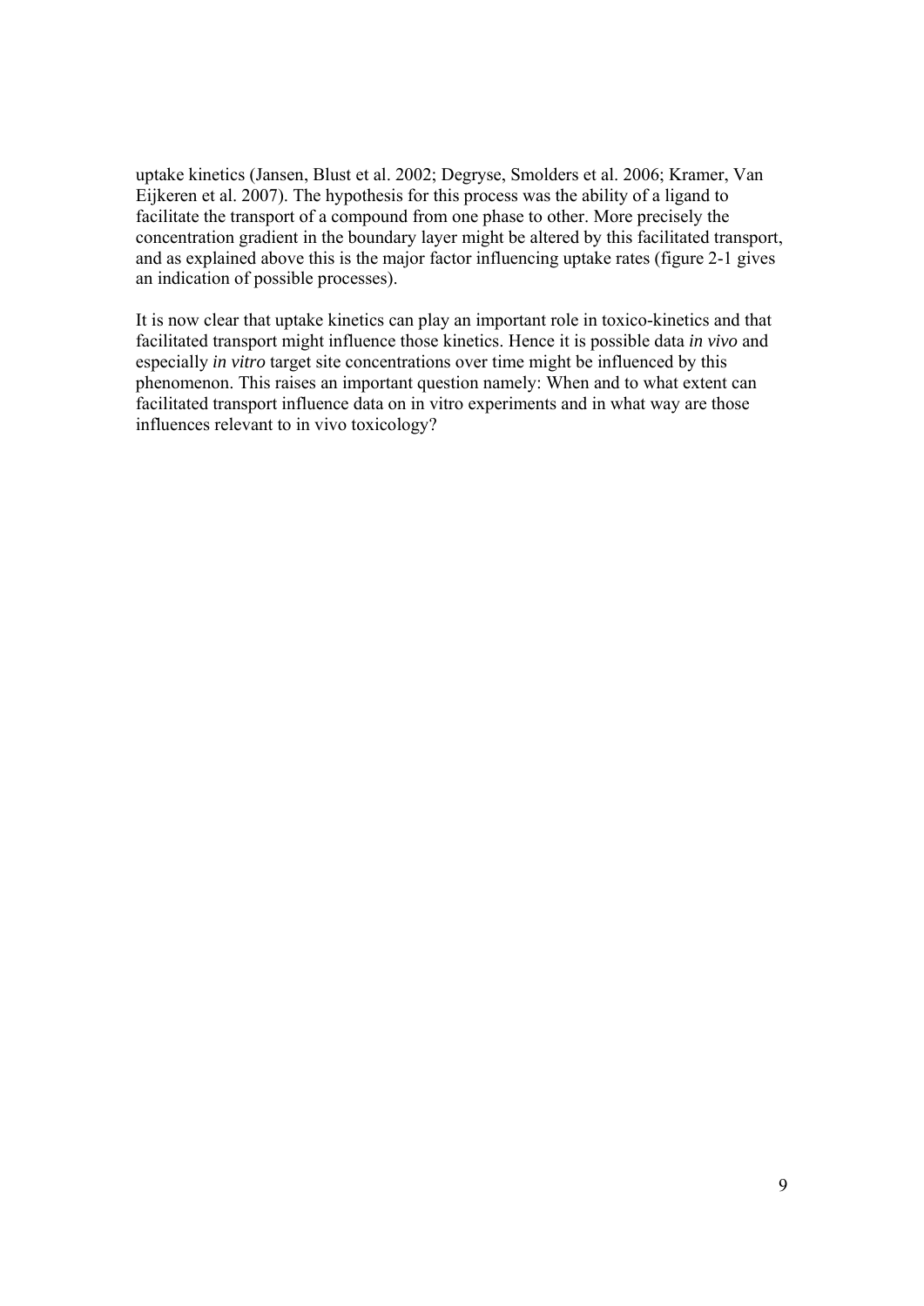uptake kinetics (Jansen, Blust et al. 2002; Degryse, Smolders et al. 2006; Kramer, Van Eijkeren et al. 2007). The hypothesis for this process was the ability of a ligand to facilitate the transport of a compound from one phase to other. More precisely the concentration gradient in the boundary layer might be altered by this facilitated transport, and as explained above this is the major factor influencing uptake rates (figure 2-1 gives an indication of possible processes).

It is now clear that uptake kinetics can play an important role in toxico-kinetics and that facilitated transport might influence those kinetics. Hence it is possible data *in vivo* and especially *in vitro* target site concentrations over time might be influenced by this phenomenon. This raises an important question namely: When and to what extent can facilitated transport influence data on in vitro experiments and in what way are those influences relevant to in vivo toxicology?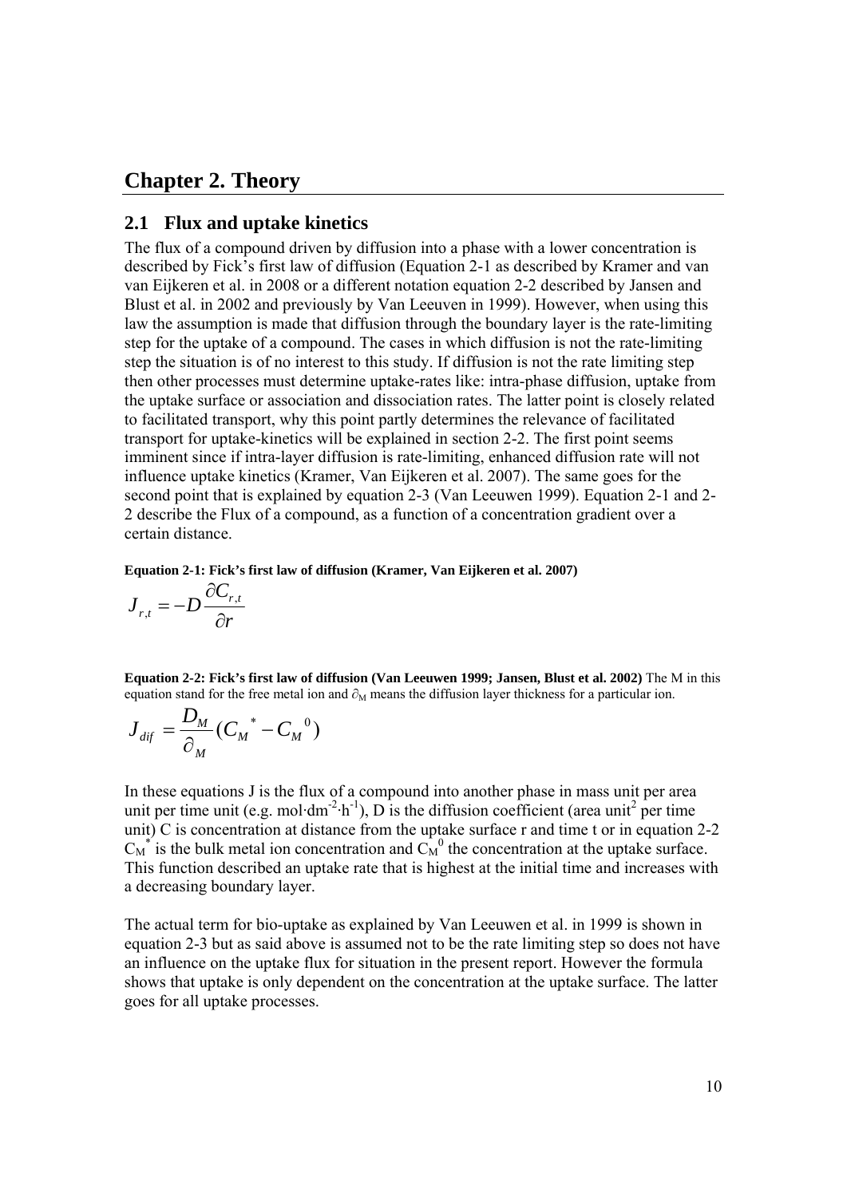# Chapter 2. Theory

## 2.1 Flux and uptake kinetics

The flux of a compound driven by diffusion into a phase with a lower concentration is described by Fick's first law of diffusion (Equation 2-1 as described by Kramer and van van Eijkeren et al. in 2008 or a different notation equation 2-2 described by Jansen and Blust et al. in 2002 and previously by Van Leeuwen in 1999). However, when using this law the assumption is made that diffusion through the boundary layer is the rate-limiting step for the uptake of a compound. The cases in which diffusion is not the rate-limiting step the situation is of no interest to this study. If diffusion is not the rate limiting step then other processes must determine uptake-rates like: intra-phase diffusion, uptake from the uptake surface or association and dissociation rates. The latter point is closely related to facilitated transport, why this point partly determines the relevance of facilitated transport for uptake-kinetics will be explained in section 2-2. The first point seems imminent since if intra-layer diffusion is rate-limiting, enhanced diffusion rate will not influence uptake kinetics (Kramer, Van Eijkeren et al. 2007). The same goes for the second point that is explained by equation 2-3 (Van Leeuwen 1999). Equation 2-1 and 2-2 describe the Flux of a compound, as a function of a concentration gradient over a certain distance.

**Equation 2-1: Fick's first law of diffusion (Kramer, Van Eijkeren et al. 2007)**

$$J_{r,t} = -D\frac{\partial C_{r,t}}{\partial r}$$

**Equation 2-2: Fick's first law of diffusion (Van Leeuwen 1999; Jansen, Blust et al. 2002)** The M in this equation stand for the free metal ion and $\partial_M$ means the diffusion layer thickness for a particular ion.

$$J_{dif} = \frac{D_M}{\partial_M}(C_M{}^* - C_M{}^0)$$

In these equations J is the flux of a compound into another phase in mass unit per area unit per time unit (e.g. mol·dm$^{-2}$·h$^{-1}$), D is the diffusion coefficient (area unit$^2$ per time unit) C is concentration at distance from the uptake surface r and time t or in equation 2-2 $C_M{}^*$ is the bulk metal ion concentration and $C_M{}^0$ the concentration at the uptake surface. This function described an uptake rate that is highest at the initial time and increases with a decreasing boundary layer.

The actual term for bio-uptake as explained by Van Leeuwen et al. in 1999 is shown in equation 2-3 but as said above is assumed not to be the rate limiting step so does not have an influence on the uptake flux for situation in the present report. However the formula shows that uptake is only dependent on the concentration at the uptake surface. The latter goes for all uptake processes.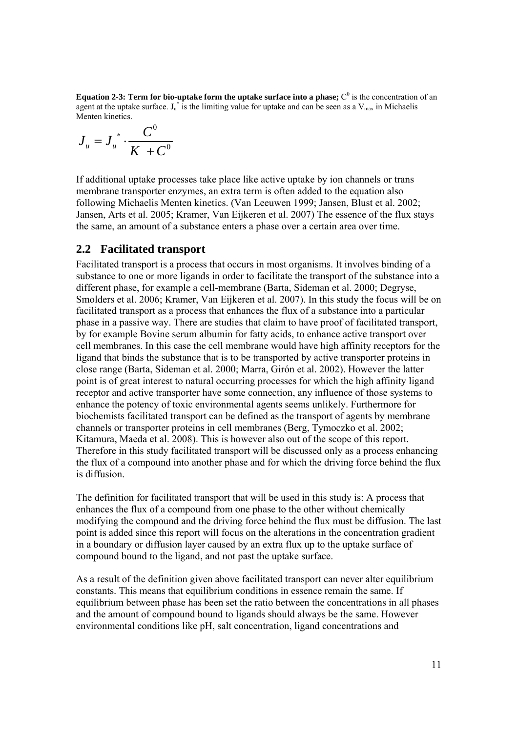**Equation 2-3: Term for bio-uptake form the uptake surface into a phase;** $C^0$ is the concentration of an agent at the uptake surface. $J_u^*$ is the limiting value for uptake and can be seen as a $V_{max}$ in Michaelis Menten kinetics.

$$J_u = J_u^* \cdot \frac{C^0}{K + C^0}$$

If additional uptake processes take place like active uptake by ion channels or trans membrane transporter enzymes, an extra term is often added to the equation also following Michaelis Menten kinetics. (Van Leeuwen 1999; Jansen, Blust et al. 2002; Jansen, Arts et al. 2005; Kramer, Van Eijkeren et al. 2007) The essence of the flux stays the same, an amount of a substance enters a phase over a certain area over time.

## 2.2 Facilitated transport

Facilitated transport is a process that occurs in most organisms. It involves binding of a substance to one or more ligands in order to facilitate the transport of the substance into a different phase, for example a cell-membrane (Barta, Sideman et al. 2000; Degryse, Smolders et al. 2006; Kramer, Van Eijkeren et al. 2007). In this study the focus will be on facilitated transport as a process that enhances the flux of a substance into a particular phase in a passive way. There are studies that claim to have proof of facilitated transport, by for example Bovine serum albumin for fatty acids, to enhance active transport over cell membranes. In this case the cell membrane would have high affinity receptors for the ligand that binds the substance that is to be transported by active transporter proteins in close range (Barta, Sideman et al. 2000; Marra, Girón et al. 2002). However the latter point is of great interest to natural occurring processes for which the high affinity ligand receptor and active transporter have some connection, any influence of those systems to enhance the potency of toxic environmental agents seems unlikely. Furthermore for biochemists facilitated transport can be defined as the transport of agents by membrane channels or transporter proteins in cell membranes (Berg, Tymoczko et al. 2002; Kitamura, Maeda et al. 2008). This is however also out of the scope of this report. Therefore in this study facilitated transport will be discussed only as a process enhancing the flux of a compound into another phase and for which the driving force behind the flux is diffusion.

The definition for facilitated transport that will be used in this study is: A process that enhances the flux of a compound from one phase to the other without chemically modifying the compound and the driving force behind the flux must be diffusion. The last point is added since this report will focus on the alterations in the concentration gradient in a boundary or diffusion layer caused by an extra flux up to the uptake surface of compound bound to the ligand, and not past the uptake surface.

As a result of the definition given above facilitated transport can never alter equilibrium constants. This means that equilibrium conditions in essence remain the same. If equilibrium between phase has been set the ratio between the concentrations in all phases and the amount of compound bound to ligands should always be the same. However environmental conditions like pH, salt concentration, ligand concentrations and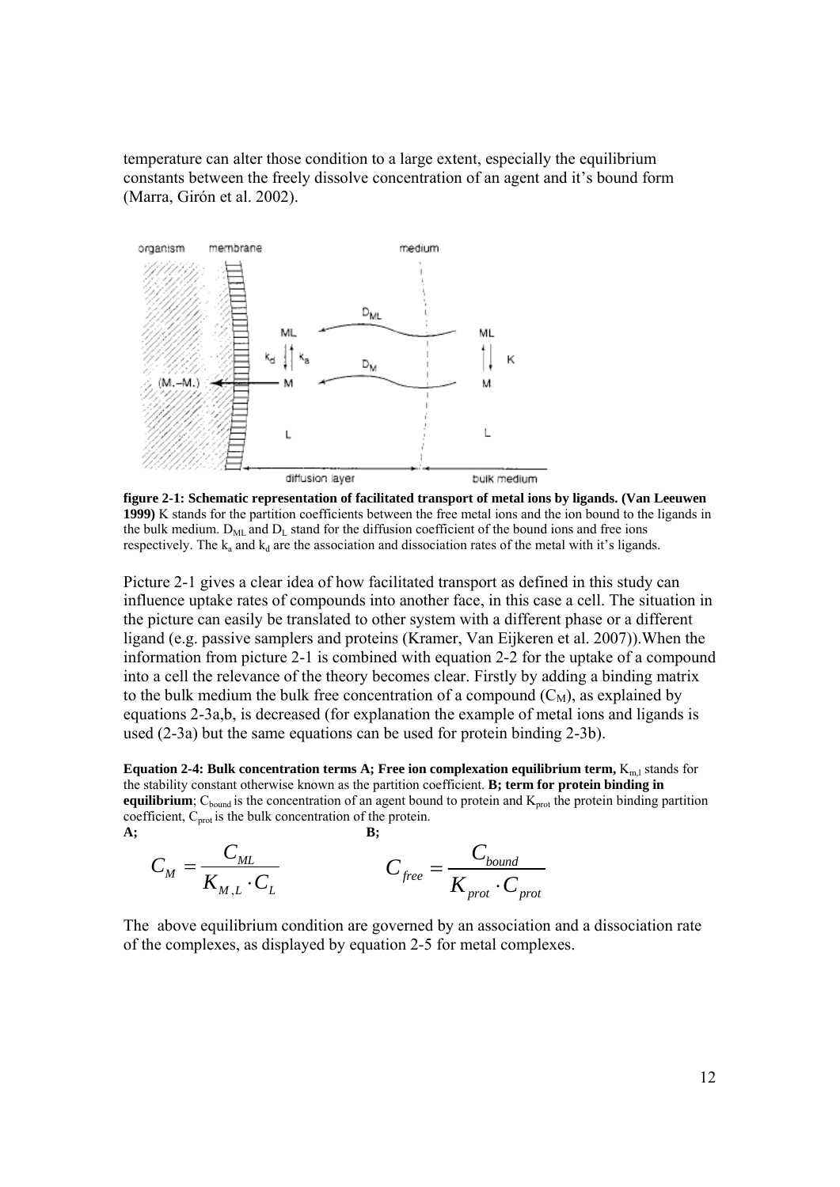temperature can alter those condition to a large extent, especially the equilibrium constants between the freely dissolve concentration of an agent and it's bound form (Marra, Girón et al. 2002).

**figure 2-1: Schematic representation of facilitated transport of metal ions by ligands. (Van Leeuwen 1999)** K stands for the partition coefficients between the free metal ions and the ion bound to the ligands in the bulk medium. $D_{ML}$ and $D_L$ stand for the diffusion coefficient of the bound ions and free ions respectively. The $k_a$ and $k_d$ are the association and dissociation rates of the metal with it's ligands.

Picture 2-1 gives a clear idea of how facilitated transport as defined in this study can influence uptake rates of compounds into another face, in this case a cell. The situation in the picture can easily be translated to other system with a different phase or a different ligand (e.g. passive samplers and proteins (Kramer, Van Eijkeren et al. 2007)).When the information from picture 2-1 is combined with equation 2-2 for the uptake of a compound into a cell the relevance of the theory becomes clear. Firstly by adding a binding matrix to the bulk medium the bulk free concentration of a compound ($C_M$), as explained by equations 2-3a,b, is decreased (for explanation the example of metal ions and ligands is used (2-3a) but the same equations can be used for protein binding 2-3b).

**Equation 2-4: Bulk concentration terms A; Free ion complexation equilibrium term,** $K_{m,l}$ stands for the stability constant otherwise known as the partition coefficient. **B; term for protein binding in equilibrium**; $C_{bound}$ is the concentration of an agent bound to protein and $K_{prot}$ the protein binding partition coefficient, $C_{prot}$ is the bulk concentration of the protein.

**A;**

$$C_M = \frac{C_{ML}}{K_{M,L} \cdot C_L}$$

**B;**

$$C_{free} = \frac{C_{bound}}{K_{prot} \cdot C_{prot}}$$

The above equilibrium condition are governed by an association and a dissociation rate of the complexes, as displayed by equation 2-5 for metal complexes.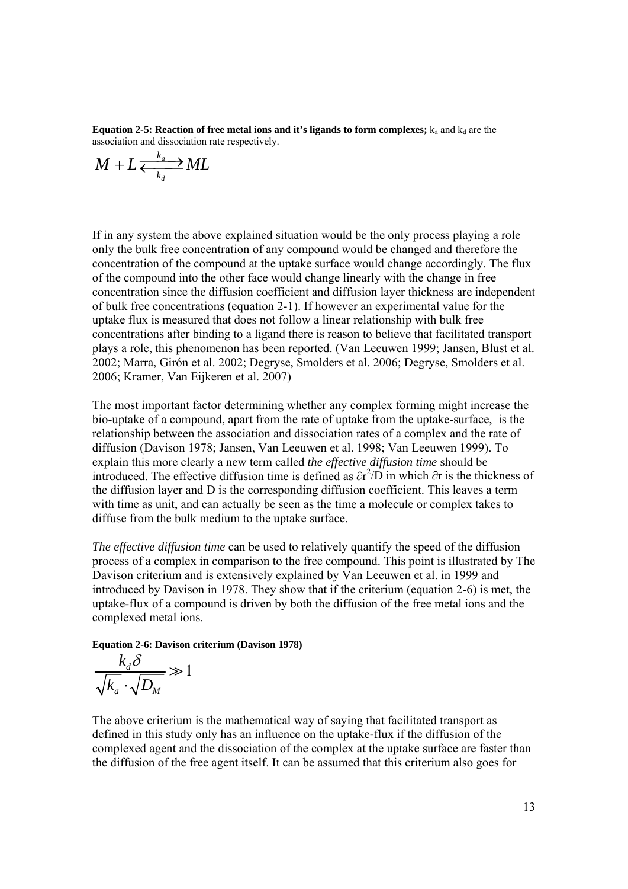**Equation 2-5: Reaction of free metal ions and it's ligands to form complexes;** $k_a$ and $k_d$ are the association and dissociation rate respectively.

$$M + L \underset{k_d}{\overset{k_a}{\rightleftarrows}} ML$$

If in any system the above explained situation would be the only process playing a role only the bulk free concentration of any compound would be changed and therefore the concentration of the compound at the uptake surface would change accordingly. The flux of the compound into the other face would change linearly with the change in free concentration since the diffusion coefficient and diffusion layer thickness are independent of bulk free concentrations (equation 2-1). If however an experimental value for the uptake flux is measured that does not follow a linear relationship with bulk free concentrations after binding to a ligand there is reason to believe that facilitated transport plays a role, this phenomenon has been reported. (Van Leeuwen 1999; Jansen, Blust et al. 2002; Marra, Girón et al. 2002; Degryse, Smolders et al. 2006; Degryse, Smolders et al. 2006; Kramer, Van Eijkeren et al. 2007)

The most important factor determining whether any complex forming might increase the bio-uptake of a compound, apart from the rate of uptake from the uptake-surface, is the relationship between the association and dissociation rates of a complex and the rate of diffusion (Davison 1978; Jansen, Van Leeuwen et al. 1998; Van Leeuwen 1999). To explain this more clearly a new term called *the effective diffusion time* should be introduced. The effective diffusion time is defined as $\partial r^2/D$ in which $\partial r$ is the thickness of the diffusion layer and D is the corresponding diffusion coefficient. This leaves a term with time as unit, and can actually be seen as the time a molecule or complex takes to diffuse from the bulk medium to the uptake surface.

*The effective diffusion time* can be used to relatively quantify the speed of the diffusion process of a complex in comparison to the free compound. This point is illustrated by The Davison criterium and is extensively explained by Van Leeuwen et al. in 1999 and introduced by Davison in 1978. They show that if the criterium (equation 2-6) is met, the uptake-flux of a compound is driven by both the diffusion of the free metal ions and the complexed metal ions.

**Equation 2-6: Davison criterium (Davison 1978)**

$$\frac{k_d \delta}{\sqrt{k_a} \cdot \sqrt{D_M}} \gg 1$$

The above criterium is the mathematical way of saying that facilitated transport as defined in this study only has an influence on the uptake-flux if the diffusion of the complexed agent and the dissociation of the complex at the uptake surface are faster than the diffusion of the free agent itself. It can be assumed that this criterium also goes for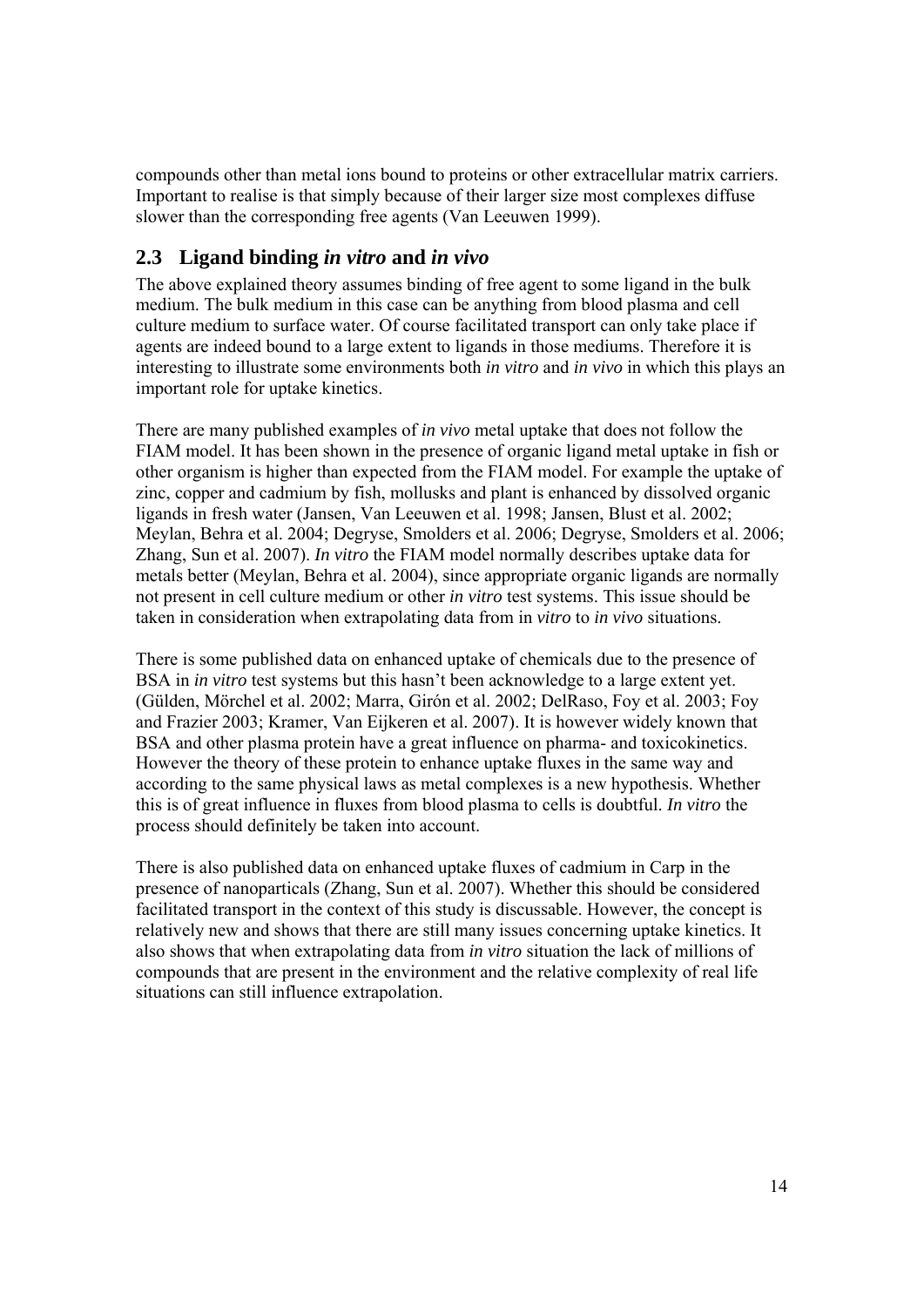compounds other than metal ions bound to proteins or other extracellular matrix carriers. Important to realise is that simply because of their larger size most complexes diffuse slower than the corresponding free agents (Van Leeuwen 1999).

## 2.3 Ligand binding *in vitro* and *in vivo*

The above explained theory assumes binding of free agent to some ligand in the bulk medium. The bulk medium in this case can be anything from blood plasma and cell culture medium to surface water. Of course facilitated transport can only take place if agents are indeed bound to a large extent to ligands in those mediums. Therefore it is interesting to illustrate some environments both *in vitro* and *in vivo* in which this plays an important role for uptake kinetics.

There are many published examples of *in vivo* metal uptake that does not follow the FIAM model. It has been shown in the presence of organic ligand metal uptake in fish or other organism is higher than expected from the FIAM model. For example the uptake of zinc, copper and cadmium by fish, mollusks and plant is enhanced by dissolved organic ligands in fresh water (Jansen, Van Leeuwen et al. 1998; Jansen, Blust et al. 2002; Meylan, Behra et al. 2004; Degryse, Smolders et al. 2006; Degryse, Smolders et al. 2006; Zhang, Sun et al. 2007). *In vitro* the FIAM model normally describes uptake data for metals better (Meylan, Behra et al. 2004), since appropriate organic ligands are normally not present in cell culture medium or other *in vitro* test systems. This issue should be taken in consideration when extrapolating data from in *vitro* to *in vivo* situations.

There is some published data on enhanced uptake of chemicals due to the presence of BSA in *in vitro* test systems but this hasn't been acknowledge to a large extent yet. (Gülden, Mörchel et al. 2002; Marra, Girón et al. 2002; DelRaso, Foy et al. 2003; Foy and Frazier 2003; Kramer, Van Eijkeren et al. 2007). It is however widely known that BSA and other plasma protein have a great influence on pharma- and toxicokinetics. However the theory of these protein to enhance uptake fluxes in the same way and according to the same physical laws as metal complexes is a new hypothesis. Whether this is of great influence in fluxes from blood plasma to cells is doubtful. *In vitro* the process should definitely be taken into account.

There is also published data on enhanced uptake fluxes of cadmium in Carp in the presence of nanoparticals (Zhang, Sun et al. 2007). Whether this should be considered facilitated transport in the context of this study is discussable. However, the concept is relatively new and shows that there are still many issues concerning uptake kinetics. It also shows that when extrapolating data from *in vitro* situation the lack of millions of compounds that are present in the environment and the relative complexity of real life situations can still influence extrapolation.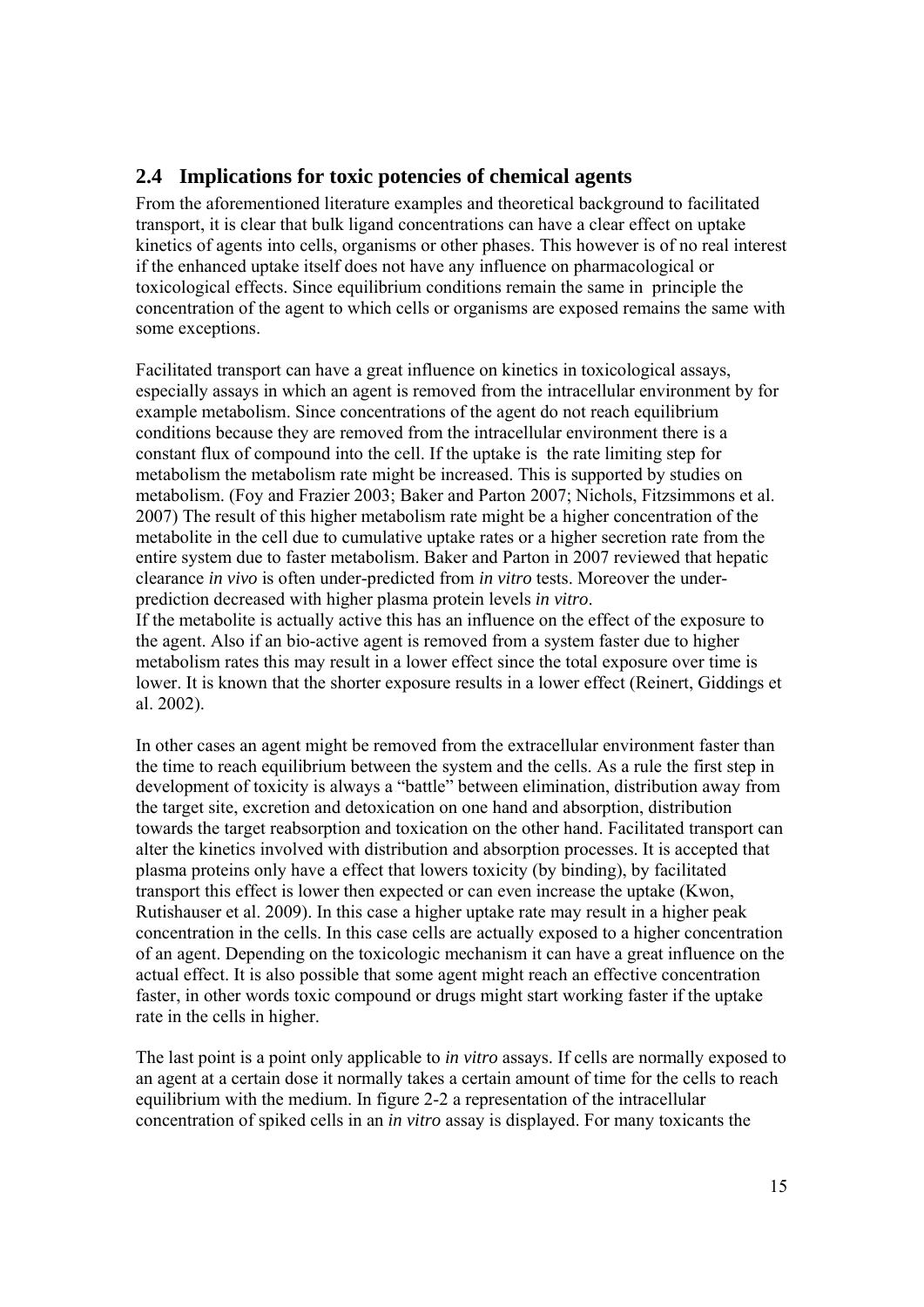## 2.4 Implications for toxic potencies of chemical agents

From the aforementioned literature examples and theoretical background to facilitated transport, it is clear that bulk ligand concentrations can have a clear effect on uptake kinetics of agents into cells, organisms or other phases. This however is of no real interest if the enhanced uptake itself does not have any influence on pharmacological or toxicological effects. Since equilibrium conditions remain the same in principle the concentration of the agent to which cells or organisms are exposed remains the same with some exceptions.

Facilitated transport can have a great influence on kinetics in toxicological assays, especially assays in which an agent is removed from the intracellular environment by for example metabolism. Since concentrations of the agent do not reach equilibrium conditions because they are removed from the intracellular environment there is a constant flux of compound into the cell. If the uptake is the rate limiting step for metabolism the metabolism rate might be increased. This is supported by studies on metabolism. (Foy and Frazier 2003; Baker and Parton 2007; Nichols, Fitzsimmons et al. 2007) The result of this higher metabolism rate might be a higher concentration of the metabolite in the cell due to cumulative uptake rates or a higher secretion rate from the entire system due to faster metabolism. Baker and Parton in 2007 reviewed that hepatic clearance *in vivo* is often under-predicted from *in vitro* tests. Moreover the under-prediction decreased with higher plasma protein levels *in vitro*.
If the metabolite is actually active this has an influence on the effect of the exposure to the agent. Also if an bio-active agent is removed from a system faster due to higher metabolism rates this may result in a lower effect since the total exposure over time is lower. It is known that the shorter exposure results in a lower effect (Reinert, Giddings et al. 2002).

In other cases an agent might be removed from the extracellular environment faster than the time to reach equilibrium between the system and the cells. As a rule the first step in development of toxicity is always a "battle" between elimination, distribution away from the target site, excretion and detoxication on one hand and absorption, distribution towards the target reabsorption and toxication on the other hand. Facilitated transport can alter the kinetics involved with distribution and absorption processes. It is accepted that plasma proteins only have a effect that lowers toxicity (by binding), by facilitated transport this effect is lower then expected or can even increase the uptake (Kwon, Rutishauser et al. 2009). In this case a higher uptake rate may result in a higher peak concentration in the cells. In this case cells are actually exposed to a higher concentration of an agent. Depending on the toxicologic mechanism it can have a great influence on the actual effect. It is also possible that some agent might reach an effective concentration faster, in other words toxic compound or drugs might start working faster if the uptake rate in the cells in higher.

The last point is a point only applicable to *in vitro* assays. If cells are normally exposed to an agent at a certain dose it normally takes a certain amount of time for the cells to reach equilibrium with the medium. In figure 2-2 a representation of the intracellular concentration of spiked cells in an *in vitro* assay is displayed. For many toxicants the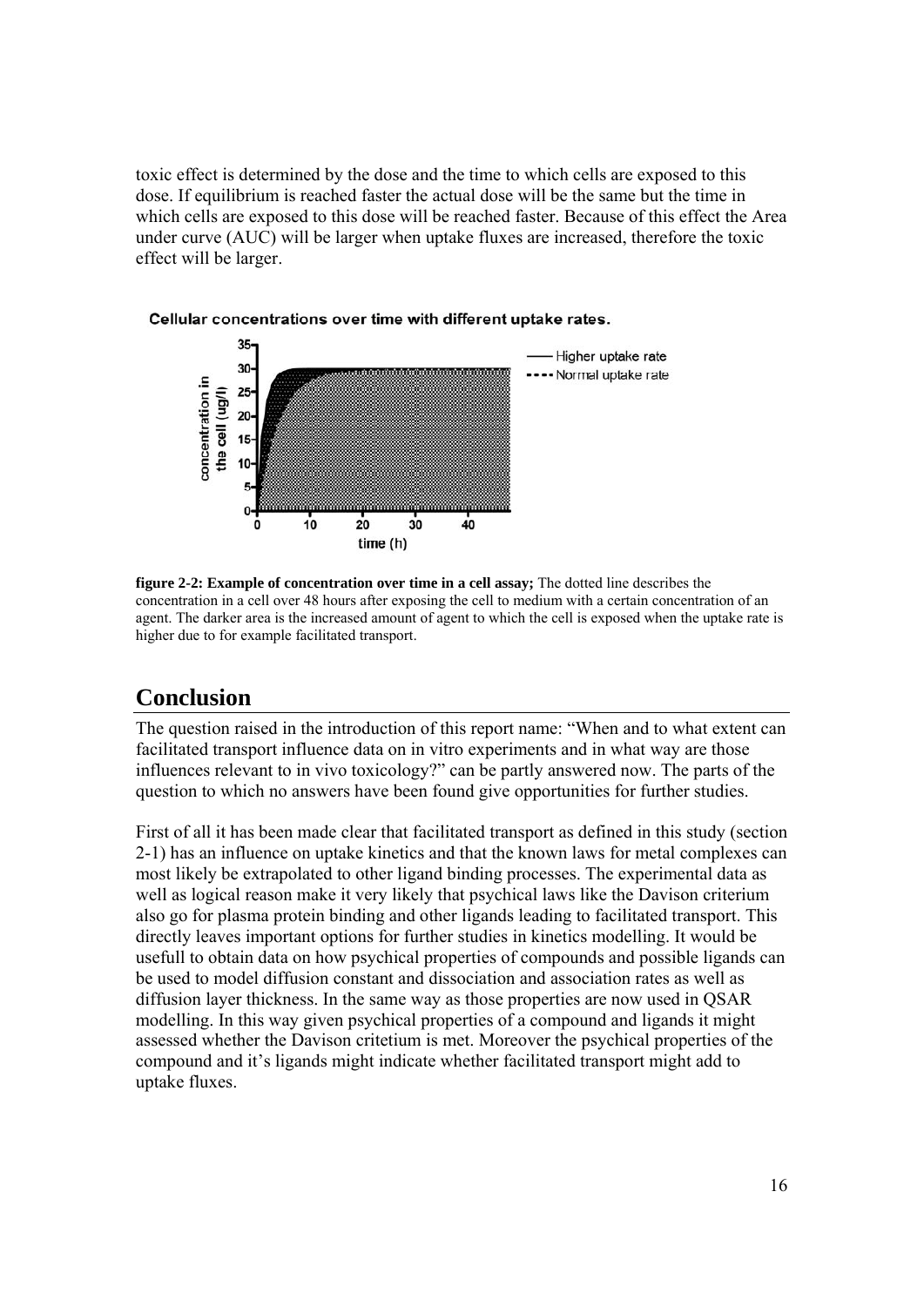toxic effect is determined by the dose and the time to which cells are exposed to this dose. If equilibrium is reached faster the actual dose will be the same but the time in which cells are exposed to this dose will be reached faster. Because of this effect the Area under curve (AUC) will be larger when uptake fluxes are increased, therefore the toxic effect will be larger.

Cellular concentrations over time with different uptake rates.

**figure 2-2: Example of concentration over time in a cell assay;** The dotted line describes the concentration in a cell over 48 hours after exposing the cell to medium with a certain concentration of an agent. The darker area is the increased amount of agent to which the cell is exposed when the uptake rate is higher due to for example facilitated transport.

## Conclusion

The question raised in the introduction of this report name: "When and to what extent can facilitated transport influence data on in vitro experiments and in what way are those influences relevant to in vivo toxicology?" can be partly answered now. The parts of the question to which no answers have been found give opportunities for further studies.

First of all it has been made clear that facilitated transport as defined in this study (section 2-1) has an influence on uptake kinetics and that the known laws for metal complexes can most likely be extrapolated to other ligand binding processes. The experimental data as well as logical reason make it very likely that psychical laws like the Davison criterium also go for plasma protein binding and other ligands leading to facilitated transport. This directly leaves important options for further studies in kinetics modelling. It would be usefull to obtain data on how psychical properties of compounds and possible ligands can be used to model diffusion constant and dissociation and association rates as well as diffusion layer thickness. In the same way as those properties are now used in QSAR modelling. In this way given psychical properties of a compound and ligands it might assessed whether the Davison critetium is met. Moreover the psychical properties of the compound and it's ligands might indicate whether facilitated transport might add to uptake fluxes.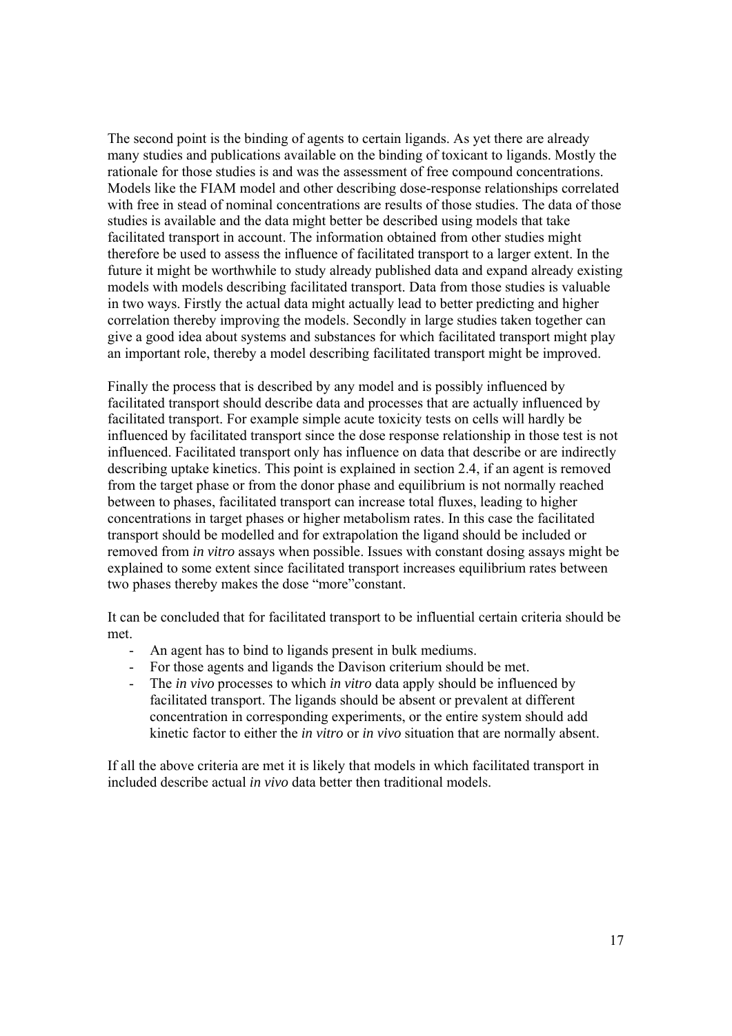The second point is the binding of agents to certain ligands. As yet there are already many studies and publications available on the binding of toxicant to ligands. Mostly the rationale for those studies is and was the assessment of free compound concentrations. Models like the FIAM model and other describing dose-response relationships correlated with free in stead of nominal concentrations are results of those studies. The data of those studies is available and the data might better be described using models that take facilitated transport in account. The information obtained from other studies might therefore be used to assess the influence of facilitated transport to a larger extent. In the future it might be worthwhile to study already published data and expand already existing models with models describing facilitated transport. Data from those studies is valuable in two ways. Firstly the actual data might actually lead to better predicting and higher correlation thereby improving the models. Secondly in large studies taken together can give a good idea about systems and substances for which facilitated transport might play an important role, thereby a model describing facilitated transport might be improved.

Finally the process that is described by any model and is possibly influenced by facilitated transport should describe data and processes that are actually influenced by facilitated transport. For example simple acute toxicity tests on cells will hardly be influenced by facilitated transport since the dose response relationship in those test is not influenced. Facilitated transport only has influence on data that describe or are indirectly describing uptake kinetics. This point is explained in section 2.4, if an agent is removed from the target phase or from the donor phase and equilibrium is not normally reached between to phases, facilitated transport can increase total fluxes, leading to higher concentrations in target phases or higher metabolism rates. In this case the facilitated transport should be modelled and for extrapolation the ligand should be included or removed from *in vitro* assays when possible. Issues with constant dosing assays might be explained to some extent since facilitated transport increases equilibrium rates between two phases thereby makes the dose "more"constant.

It can be concluded that for facilitated transport to be influential certain criteria should be met.

- An agent has to bind to ligands present in bulk mediums.
- For those agents and ligands the Davison criterium should be met.
- The *in vivo* processes to which *in vitro* data apply should be influenced by facilitated transport. The ligands should be absent or prevalent at different concentration in corresponding experiments, or the entire system should add kinetic factor to either the *in vitro* or *in vivo* situation that are normally absent.

If all the above criteria are met it is likely that models in which facilitated transport in included describe actual *in vivo* data better then traditional models.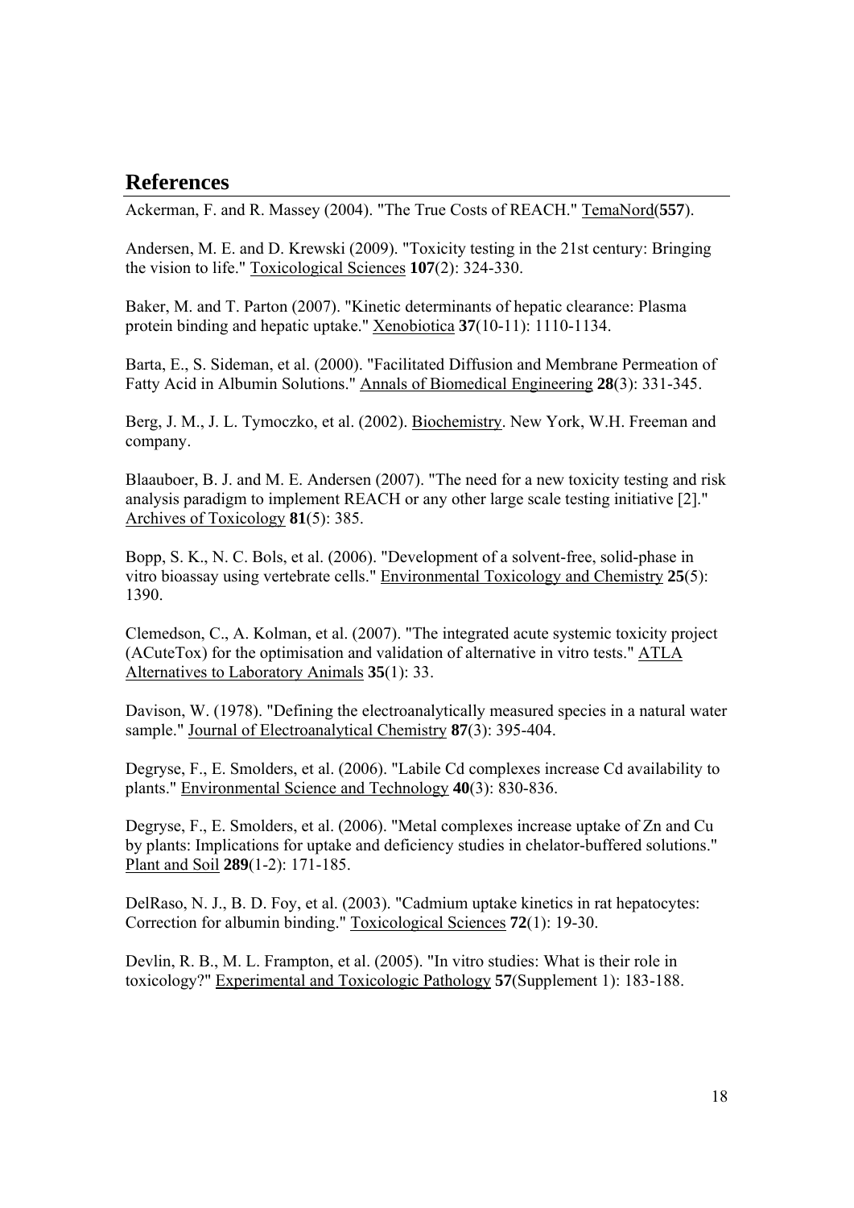## References

Ackerman, F. and R. Massey (2004). "The True Costs of REACH." TemaNord(**557**).

Andersen, M. E. and D. Krewski (2009). "Toxicity testing in the 21st century: Bringing the vision to life." Toxicological Sciences **107**(2): 324-330.

Baker, M. and T. Parton (2007). "Kinetic determinants of hepatic clearance: Plasma protein binding and hepatic uptake." Xenobiotica **37**(10-11): 1110-1134.

Barta, E., S. Sideman, et al. (2000). "Facilitated Diffusion and Membrane Permeation of Fatty Acid in Albumin Solutions." Annals of Biomedical Engineering **28**(3): 331-345.

Berg, J. M., J. L. Tymoczko, et al. (2002). Biochemistry. New York, W.H. Freeman and company.

Blaauboer, B. J. and M. E. Andersen (2007). "The need for a new toxicity testing and risk analysis paradigm to implement REACH or any other large scale testing initiative [2]." Archives of Toxicology **81**(5): 385.

Bopp, S. K., N. C. Bols, et al. (2006). "Development of a solvent-free, solid-phase in vitro bioassay using vertebrate cells." Environmental Toxicology and Chemistry **25**(5): 1390.

Clemedson, C., A. Kolman, et al. (2007). "The integrated acute systemic toxicity project (ACuteTox) for the optimisation and validation of alternative in vitro tests." ATLA Alternatives to Laboratory Animals **35**(1): 33.

Davison, W. (1978). "Defining the electroanalytically measured species in a natural water sample." Journal of Electroanalytical Chemistry **87**(3): 395-404.

Degryse, F., E. Smolders, et al. (2006). "Labile Cd complexes increase Cd availability to plants." Environmental Science and Technology **40**(3): 830-836.

Degryse, F., E. Smolders, et al. (2006). "Metal complexes increase uptake of Zn and Cu by plants: Implications for uptake and deficiency studies in chelator-buffered solutions." Plant and Soil **289**(1-2): 171-185.

DelRaso, N. J., B. D. Foy, et al. (2003). "Cadmium uptake kinetics in rat hepatocytes: Correction for albumin binding." Toxicological Sciences **72**(1): 19-30.

Devlin, R. B., M. L. Frampton, et al. (2005). "In vitro studies: What is their role in toxicology?" Experimental and Toxicologic Pathology **57**(Supplement 1): 183-188.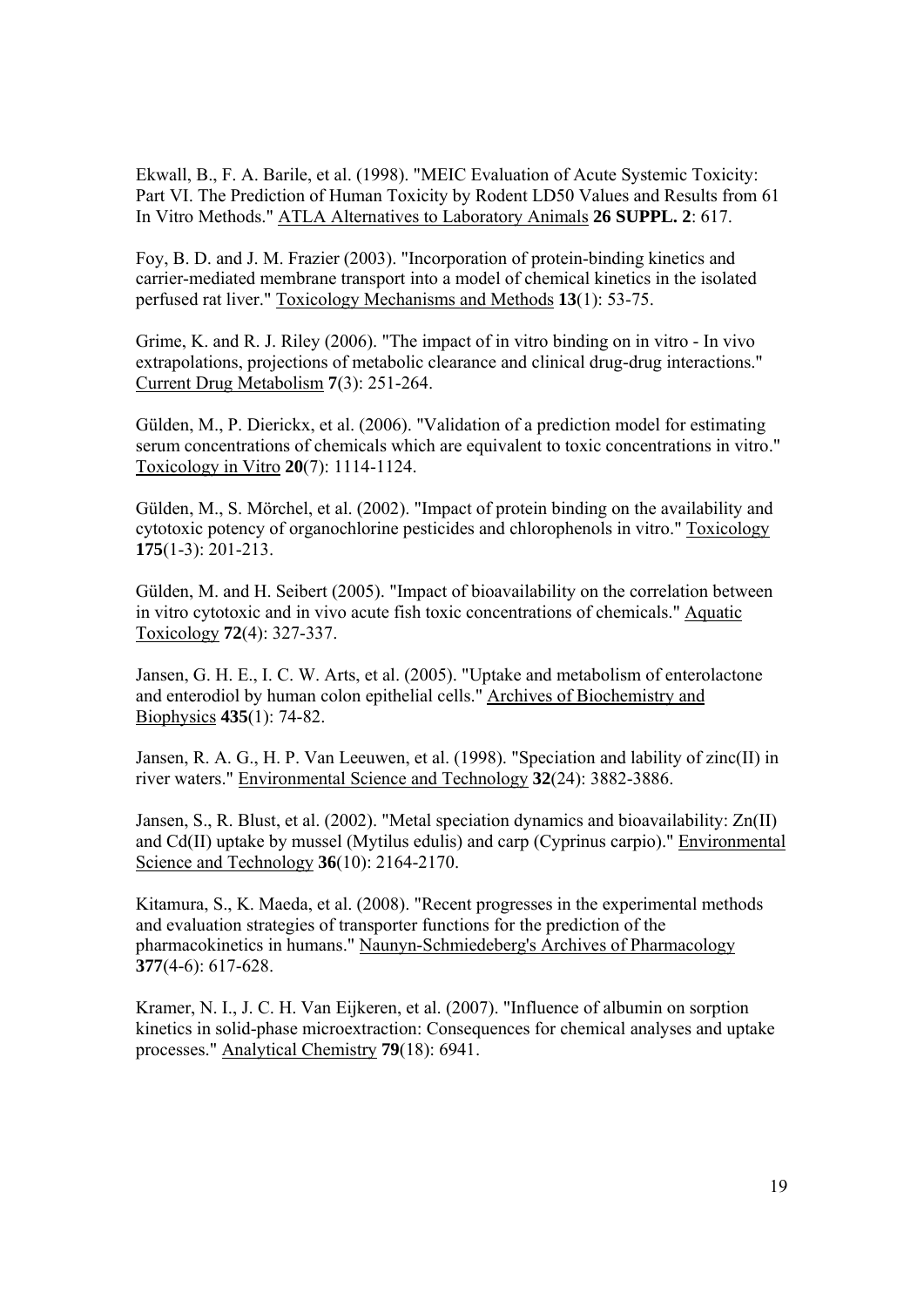Ekwall, B., F. A. Barile, et al. (1998). "MEIC Evaluation of Acute Systemic Toxicity: Part VI. The Prediction of Human Toxicity by Rodent LD50 Values and Results from 61 In Vitro Methods." ATLA Alternatives to Laboratory Animals **26 SUPPL. 2**: 617.

Foy, B. D. and J. M. Frazier (2003). "Incorporation of protein-binding kinetics and carrier-mediated membrane transport into a model of chemical kinetics in the isolated perfused rat liver." Toxicology Mechanisms and Methods **13**(1): 53-75.

Grime, K. and R. J. Riley (2006). "The impact of in vitro binding on in vitro - In vivo extrapolations, projections of metabolic clearance and clinical drug-drug interactions." Current Drug Metabolism **7**(3): 251-264.

Gülden, M., P. Dierickx, et al. (2006). "Validation of a prediction model for estimating serum concentrations of chemicals which are equivalent to toxic concentrations in vitro." Toxicology in Vitro **20**(7): 1114-1124.

Gülden, M., S. Mörchel, et al. (2002). "Impact of protein binding on the availability and cytotoxic potency of organochlorine pesticides and chlorophenols in vitro." Toxicology **175**(1-3): 201-213.

Gülden, M. and H. Seibert (2005). "Impact of bioavailability on the correlation between in vitro cytotoxic and in vivo acute fish toxic concentrations of chemicals." Aquatic Toxicology **72**(4): 327-337.

Jansen, G. H. E., I. C. W. Arts, et al. (2005). "Uptake and metabolism of enterolactone and enterodiol by human colon epithelial cells." Archives of Biochemistry and Biophysics **435**(1): 74-82.

Jansen, R. A. G., H. P. Van Leeuwen, et al. (1998). "Speciation and lability of zinc(II) in river waters." Environmental Science and Technology **32**(24): 3882-3886.

Jansen, S., R. Blust, et al. (2002). "Metal speciation dynamics and bioavailability: Zn(II) and Cd(II) uptake by mussel (Mytilus edulis) and carp (Cyprinus carpio)." Environmental Science and Technology **36**(10): 2164-2170.

Kitamura, S., K. Maeda, et al. (2008). "Recent progresses in the experimental methods and evaluation strategies of transporter functions for the prediction of the pharmacokinetics in humans." Naunyn-Schmiedeberg's Archives of Pharmacology **377**(4-6): 617-628.

Kramer, N. I., J. C. H. Van Eijkeren, et al. (2007). "Influence of albumin on sorption kinetics in solid-phase microextraction: Consequences for chemical analyses and uptake processes." Analytical Chemistry **79**(18): 6941.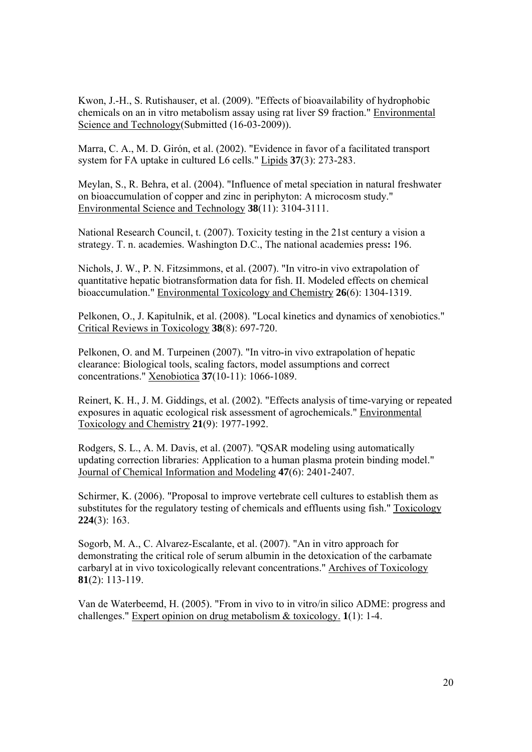Kwon, J.-H., S. Rutishauser, et al. (2009). "Effects of bioavailability of hydrophobic chemicals on an in vitro metabolism assay using rat liver S9 fraction." Environmental Science and Technology(Submitted (16-03-2009)).

Marra, C. A., M. D. Girón, et al. (2002). "Evidence in favor of a facilitated transport system for FA uptake in cultured L6 cells." Lipids **37**(3): 273-283.

Meylan, S., R. Behra, et al. (2004). "Influence of metal speciation in natural freshwater on bioaccumulation of copper and zinc in periphyton: A microcosm study." Environmental Science and Technology **38**(11): 3104-3111.

National Research Council, t. (2007). Toxicity testing in the 21st century a vision a strategy. T. n. academies. Washington D.C., The national academies press**:** 196.

Nichols, J. W., P. N. Fitzsimmons, et al. (2007). "In vitro-in vivo extrapolation of quantitative hepatic biotransformation data for fish. II. Modeled effects on chemical bioaccumulation." Environmental Toxicology and Chemistry **26**(6): 1304-1319.

Pelkonen, O., J. Kapitulnik, et al. (2008). "Local kinetics and dynamics of xenobiotics." Critical Reviews in Toxicology **38**(8): 697-720.

Pelkonen, O. and M. Turpeinen (2007). "In vitro-in vivo extrapolation of hepatic clearance: Biological tools, scaling factors, model assumptions and correct concentrations." Xenobiotica **37**(10-11): 1066-1089.

Reinert, K. H., J. M. Giddings, et al. (2002). "Effects analysis of time-varying or repeated exposures in aquatic ecological risk assessment of agrochemicals." Environmental Toxicology and Chemistry **21**(9): 1977-1992.

Rodgers, S. L., A. M. Davis, et al. (2007). "QSAR modeling using automatically updating correction libraries: Application to a human plasma protein binding model." Journal of Chemical Information and Modeling **47**(6): 2401-2407.

Schirmer, K. (2006). "Proposal to improve vertebrate cell cultures to establish them as substitutes for the regulatory testing of chemicals and effluents using fish." Toxicology **224**(3): 163.

Sogorb, M. A., C. Alvarez-Escalante, et al. (2007). "An in vitro approach for demonstrating the critical role of serum albumin in the detoxication of the carbamate carbaryl at in vivo toxicologically relevant concentrations." Archives of Toxicology **81**(2): 113-119.

Van de Waterbeemd, H. (2005). "From in vivo to in vitro/in silico ADME: progress and challenges." Expert opinion on drug metabolism & toxicology. **1**(1): 1-4.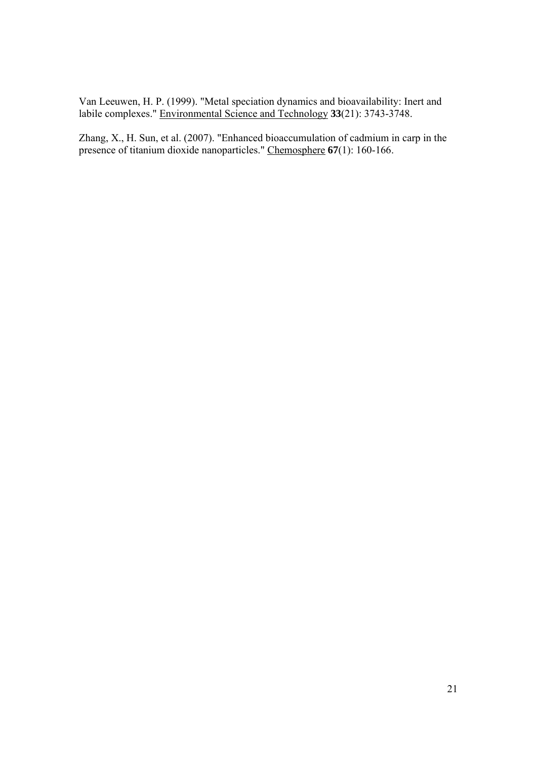Van Leeuwen, H. P. (1999). "Metal speciation dynamics and bioavailability: Inert and labile complexes." Environmental Science and Technology **33**(21): 3743-3748.

Zhang, X., H. Sun, et al. (2007). "Enhanced bioaccumulation of cadmium in carp in the presence of titanium dioxide nanoparticles." Chemosphere **67**(1): 160-166.